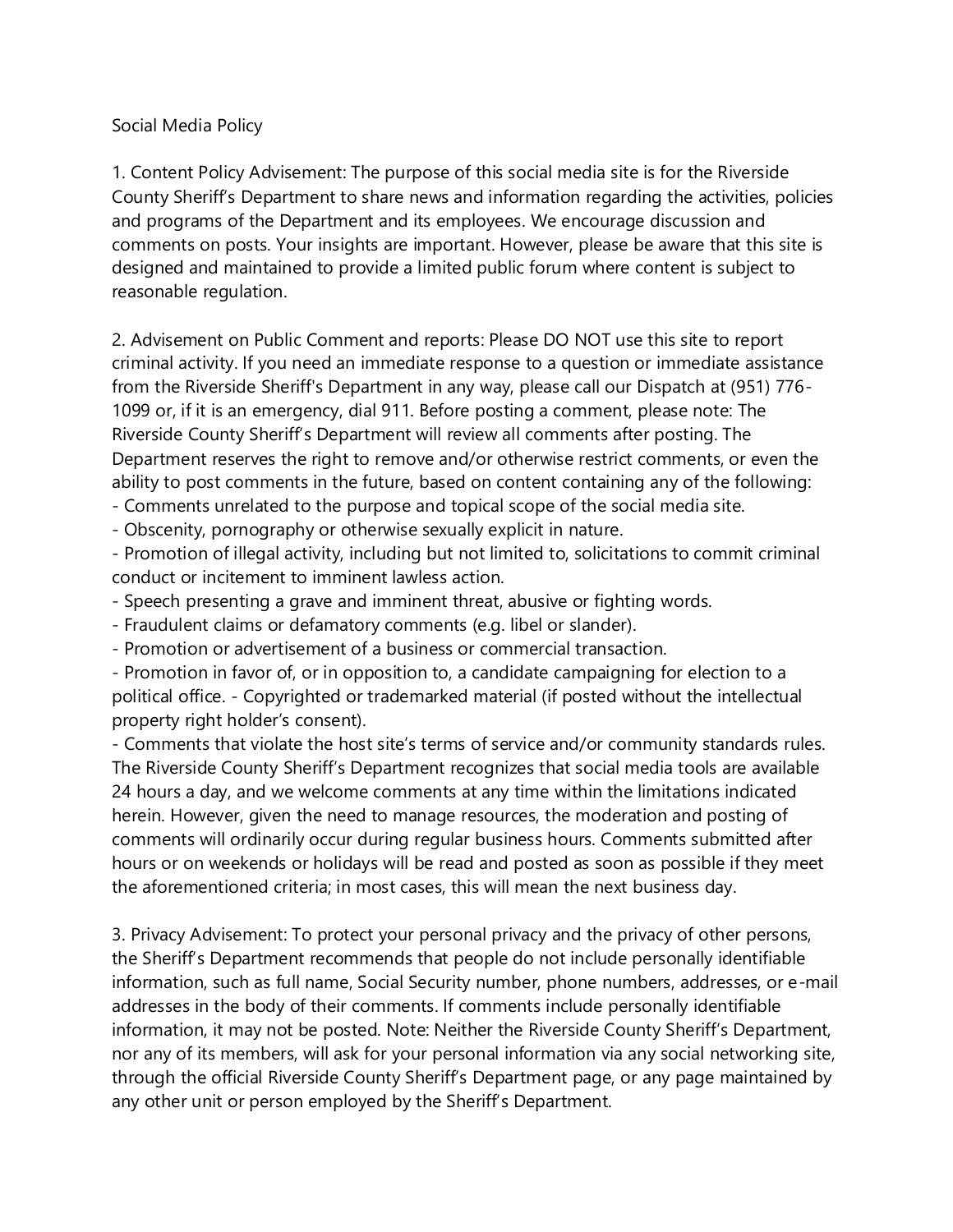# Social Media Policy

1. Content Policy Advisement: The purpose of this social media site is for the Riverside County Sheriff's Department to share news and information regarding the activities, policies and programs of the Department and its employees. We encourage discussion and comments on posts. Your insights are important. However, please be aware that this site is designed and maintained to provide a limited public forum where content is subject to reasonable regulation.

2. Advisement on Public Comment and reports: Please DO NOT use this site to report criminal activity. If you need an immediate response to a question or immediate assistance from the Riverside Sheriff's Department in any way, please call our Dispatch at (951) 776-1099 or, if it is an emergency, dial 911. Before posting a comment, please note: The Riverside County Sheriff's Department will review all comments after posting. The Department reserves the right to remove and/or otherwise restrict comments, or even the ability to post comments in the future, based on content containing any of the following:

- Comments unrelated to the purpose and topical scope of the social media site.
- Obscenity, pornography or otherwise sexually explicit in nature.
- Promotion of illegal activity, including but not limited to, solicitations to commit criminal conduct or incitement to imminent lawless action.
- Speech presenting a grave and imminent threat, abusive or fighting words.
- Fraudulent claims or defamatory comments (e.g. libel or slander).
- Promotion or advertisement of a business or commercial transaction.
- Promotion in favor of, or in opposition to, a candidate campaigning for election to a political office. - Copyrighted or trademarked material (if posted without the intellectual property right holder's consent).
- Comments that violate the host site's terms of service and/or community standards rules.

The Riverside County Sheriff's Department recognizes that social media tools are available 24 hours a day, and we welcome comments at any time within the limitations indicated herein. However, given the need to manage resources, the moderation and posting of comments will ordinarily occur during regular business hours. Comments submitted after hours or on weekends or holidays will be read and posted as soon as possible if they meet the aforementioned criteria; in most cases, this will mean the next business day.

3. Privacy Advisement: To protect your personal privacy and the privacy of other persons, the Sheriff's Department recommends that people do not include personally identifiable information, such as full name, Social Security number, phone numbers, addresses, or e-mail addresses in the body of their comments. If comments include personally identifiable information, it may not be posted. Note: Neither the Riverside County Sheriff's Department, nor any of its members, will ask for your personal information via any social networking site, through the official Riverside County Sheriff's Department page, or any page maintained by any other unit or person employed by the Sheriff's Department.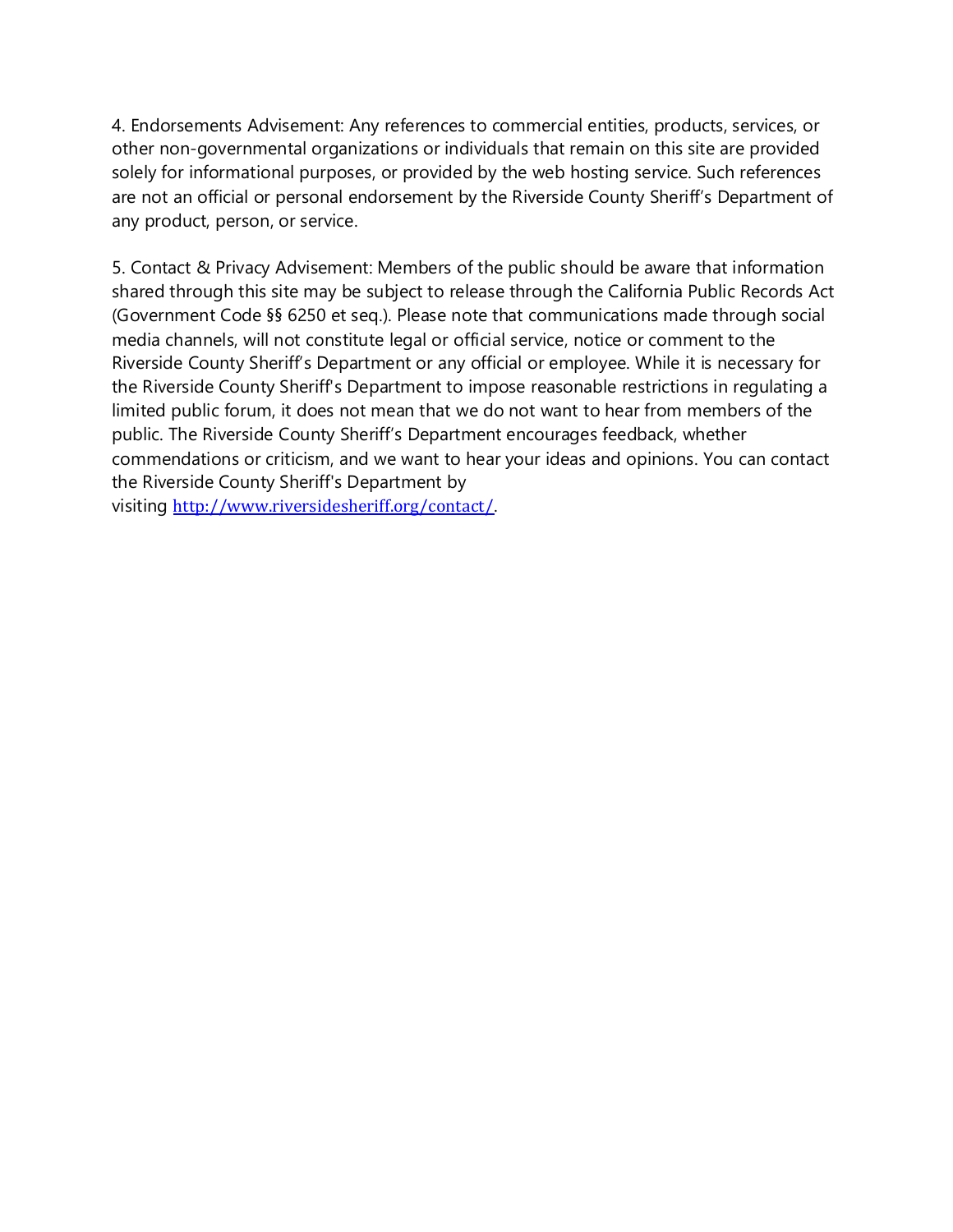4. Endorsements Advisement: Any references to commercial entities, products, services, or other non-governmental organizations or individuals that remain on this site are provided solely for informational purposes, or provided by the web hosting service. Such references are not an official or personal endorsement by the Riverside County Sheriff's Department of any product, person, or service.

5. Contact & Privacy Advisement: Members of the public should be aware that information shared through this site may be subject to release through the California Public Records Act (Government Code §§ 6250 et seq.). Please note that communications made through social media channels, will not constitute legal or official service, notice or comment to the Riverside County Sheriff's Department or any official or employee. While it is necessary for the Riverside County Sheriff's Department to impose reasonable restrictions in regulating a limited public forum, it does not mean that we do not want to hear from members of the public. The Riverside County Sheriff's Department encourages feedback, whether commendations or criticism, and we want to hear your ideas and opinions. You can contact the Riverside County Sheriff's Department by visiting [http://www.riversidesheriff.org/contact/](http://www.riversidesheriff.org/contact/).